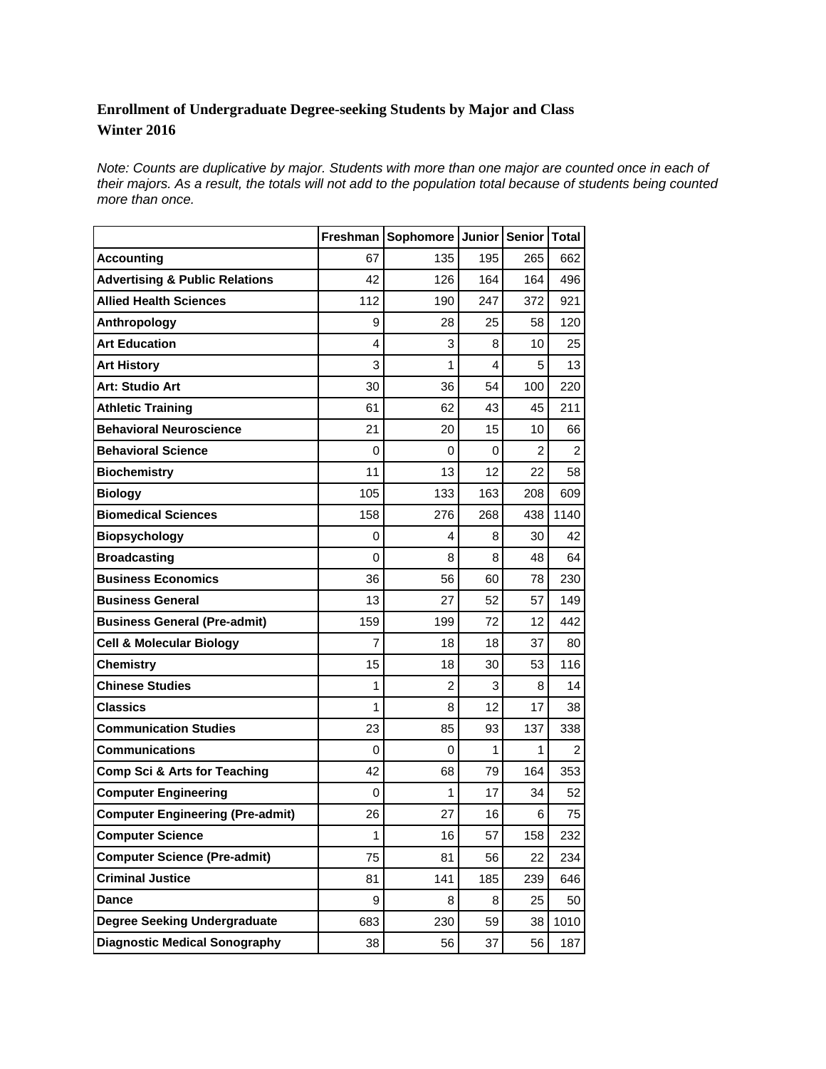# Enrollment of Undergraduate Degree-seeking Students by Major and Class
## Winter 2016

*Note: Counts are duplicative by major. Students with more than one major are counted once in each of their majors. As a result, the totals will not add to the population total because of students being counted more than once.*

| | Freshman | Sophomore | Junior | Senior | Total |
|---|---|---|---|---|---|
| **Accounting** | 67 | 135 | 195 | 265 | 662 |
| **Advertising & Public Relations** | 42 | 126 | 164 | 164 | 496 |
| **Allied Health Sciences** | 112 | 190 | 247 | 372 | 921 |
| **Anthropology** | 9 | 28 | 25 | 58 | 120 |
| **Art Education** | 4 | 3 | 8 | 10 | 25 |
| **Art History** | 3 | 1 | 4 | 5 | 13 |
| **Art: Studio Art** | 30 | 36 | 54 | 100 | 220 |
| **Athletic Training** | 61 | 62 | 43 | 45 | 211 |
| **Behavioral Neuroscience** | 21 | 20 | 15 | 10 | 66 |
| **Behavioral Science** | 0 | 0 | 0 | 2 | 2 |
| **Biochemistry** | 11 | 13 | 12 | 22 | 58 |
| **Biology** | 105 | 133 | 163 | 208 | 609 |
| **Biomedical Sciences** | 158 | 276 | 268 | 438 | 1140 |
| **Biopsychology** | 0 | 4 | 8 | 30 | 42 |
| **Broadcasting** | 0 | 8 | 8 | 48 | 64 |
| **Business Economics** | 36 | 56 | 60 | 78 | 230 |
| **Business General** | 13 | 27 | 52 | 57 | 149 |
| **Business General (Pre-admit)** | 159 | 199 | 72 | 12 | 442 |
| **Cell & Molecular Biology** | 7 | 18 | 18 | 37 | 80 |
| **Chemistry** | 15 | 18 | 30 | 53 | 116 |
| **Chinese Studies** | 1 | 2 | 3 | 8 | 14 |
| **Classics** | 1 | 8 | 12 | 17 | 38 |
| **Communication Studies** | 23 | 85 | 93 | 137 | 338 |
| **Communications** | 0 | 0 | 1 | 1 | 2 |
| **Comp Sci & Arts for Teaching** | 42 | 68 | 79 | 164 | 353 |
| **Computer Engineering** | 0 | 1 | 17 | 34 | 52 |
| **Computer Engineering (Pre-admit)** | 26 | 27 | 16 | 6 | 75 |
| **Computer Science** | 1 | 16 | 57 | 158 | 232 |
| **Computer Science (Pre-admit)** | 75 | 81 | 56 | 22 | 234 |
| **Criminal Justice** | 81 | 141 | 185 | 239 | 646 |
| **Dance** | 9 | 8 | 8 | 25 | 50 |
| **Degree Seeking Undergraduate** | 683 | 230 | 59 | 38 | 1010 |
| **Diagnostic Medical Sonography** | 38 | 56 | 37 | 56 | 187 |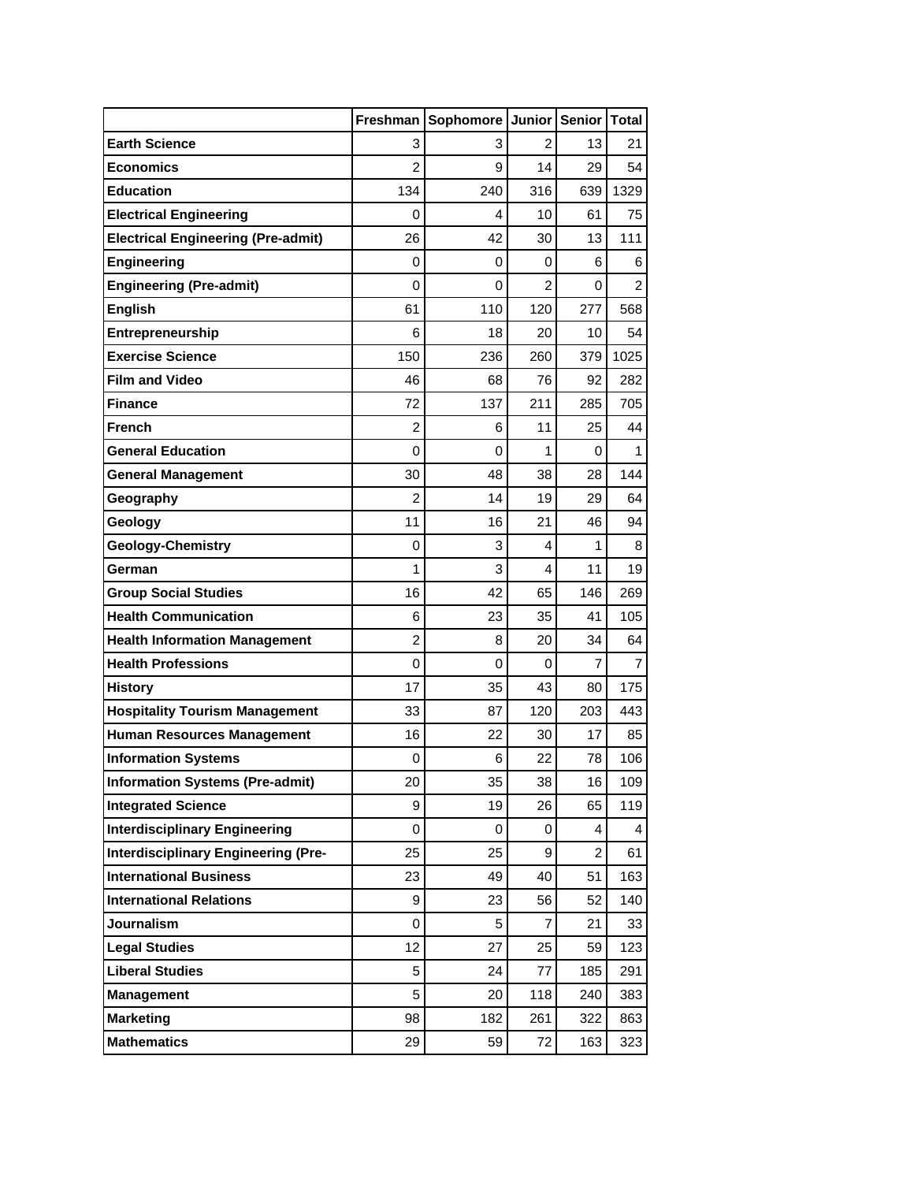| | Freshman | Sophomore | Junior | Senior | Total |
|---|---|---|---|---|---|
| **Earth Science** | 3 | 3 | 2 | 13 | 21 |
| **Economics** | 2 | 9 | 14 | 29 | 54 |
| **Education** | 134 | 240 | 316 | 639 | 1329 |
| **Electrical Engineering** | 0 | 4 | 10 | 61 | 75 |
| **Electrical Engineering (Pre-admit)** | 26 | 42 | 30 | 13 | 111 |
| **Engineering** | 0 | 0 | 0 | 6 | 6 |
| **Engineering (Pre-admit)** | 0 | 0 | 2 | 0 | 2 |
| **English** | 61 | 110 | 120 | 277 | 568 |
| **Entrepreneurship** | 6 | 18 | 20 | 10 | 54 |
| **Exercise Science** | 150 | 236 | 260 | 379 | 1025 |
| **Film and Video** | 46 | 68 | 76 | 92 | 282 |
| **Finance** | 72 | 137 | 211 | 285 | 705 |
| **French** | 2 | 6 | 11 | 25 | 44 |
| **General Education** | 0 | 0 | 1 | 0 | 1 |
| **General Management** | 30 | 48 | 38 | 28 | 144 |
| **Geography** | 2 | 14 | 19 | 29 | 64 |
| **Geology** | 11 | 16 | 21 | 46 | 94 |
| **Geology-Chemistry** | 0 | 3 | 4 | 1 | 8 |
| **German** | 1 | 3 | 4 | 11 | 19 |
| **Group Social Studies** | 16 | 42 | 65 | 146 | 269 |
| **Health Communication** | 6 | 23 | 35 | 41 | 105 |
| **Health Information Management** | 2 | 8 | 20 | 34 | 64 |
| **Health Professions** | 0 | 0 | 0 | 7 | 7 |
| **History** | 17 | 35 | 43 | 80 | 175 |
| **Hospitality Tourism Management** | 33 | 87 | 120 | 203 | 443 |
| **Human Resources Management** | 16 | 22 | 30 | 17 | 85 |
| **Information Systems** | 0 | 6 | 22 | 78 | 106 |
| **Information Systems (Pre-admit)** | 20 | 35 | 38 | 16 | 109 |
| **Integrated Science** | 9 | 19 | 26 | 65 | 119 |
| **Interdisciplinary Engineering** | 0 | 0 | 0 | 4 | 4 |
| **Interdisciplinary Engineering (Pre-** | 25 | 25 | 9 | 2 | 61 |
| **International Business** | 23 | 49 | 40 | 51 | 163 |
| **International Relations** | 9 | 23 | 56 | 52 | 140 |
| **Journalism** | 0 | 5 | 7 | 21 | 33 |
| **Legal Studies** | 12 | 27 | 25 | 59 | 123 |
| **Liberal Studies** | 5 | 24 | 77 | 185 | 291 |
| **Management** | 5 | 20 | 118 | 240 | 383 |
| **Marketing** | 98 | 182 | 261 | 322 | 863 |
| **Mathematics** | 29 | 59 | 72 | 163 | 323 |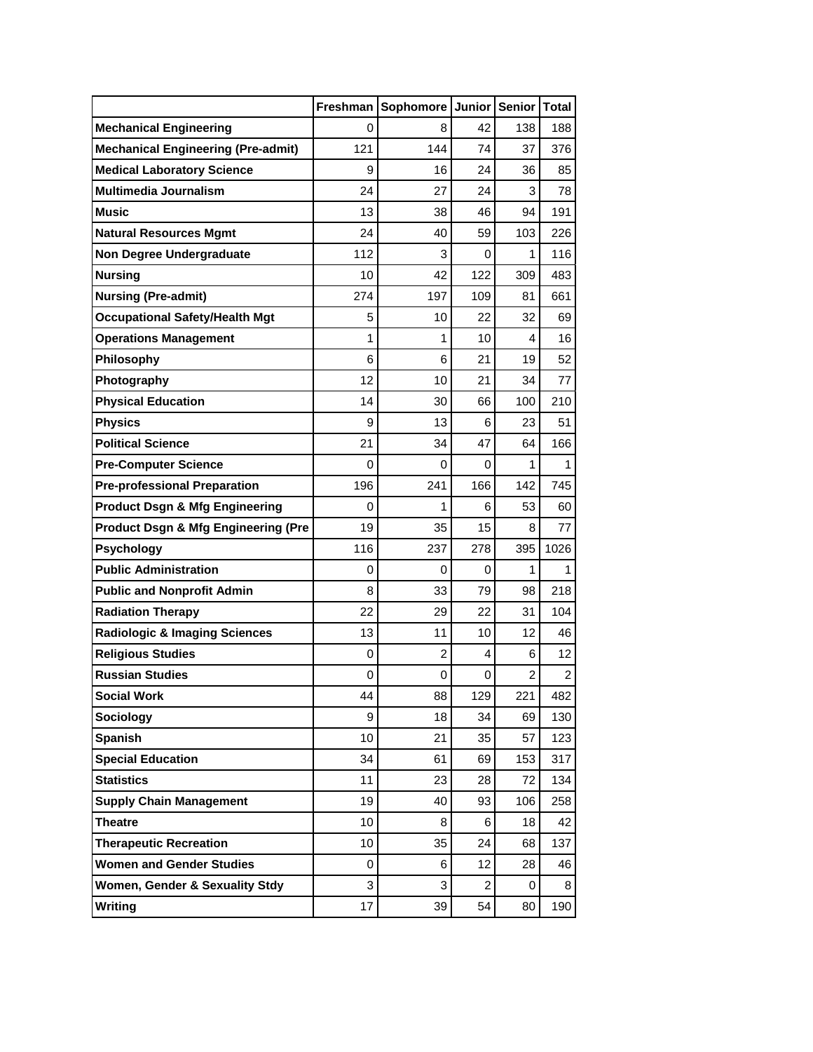| | Freshman | Sophomore | Junior | Senior | Total |
|---|---|---|---|---|---|
| **Mechanical Engineering** | 0 | 8 | 42 | 138 | 188 |
| **Mechanical Engineering (Pre-admit)** | 121 | 144 | 74 | 37 | 376 |
| **Medical Laboratory Science** | 9 | 16 | 24 | 36 | 85 |
| **Multimedia Journalism** | 24 | 27 | 24 | 3 | 78 |
| **Music** | 13 | 38 | 46 | 94 | 191 |
| **Natural Resources Mgmt** | 24 | 40 | 59 | 103 | 226 |
| **Non Degree Undergraduate** | 112 | 3 | 0 | 1 | 116 |
| **Nursing** | 10 | 42 | 122 | 309 | 483 |
| **Nursing (Pre-admit)** | 274 | 197 | 109 | 81 | 661 |
| **Occupational Safety/Health Mgt** | 5 | 10 | 22 | 32 | 69 |
| **Operations Management** | 1 | 1 | 10 | 4 | 16 |
| **Philosophy** | 6 | 6 | 21 | 19 | 52 |
| **Photography** | 12 | 10 | 21 | 34 | 77 |
| **Physical Education** | 14 | 30 | 66 | 100 | 210 |
| **Physics** | 9 | 13 | 6 | 23 | 51 |
| **Political Science** | 21 | 34 | 47 | 64 | 166 |
| **Pre-Computer Science** | 0 | 0 | 0 | 1 | 1 |
| **Pre-professional Preparation** | 196 | 241 | 166 | 142 | 745 |
| **Product Dsgn & Mfg Engineering** | 0 | 1 | 6 | 53 | 60 |
| **Product Dsgn & Mfg Engineering (Pre** | 19 | 35 | 15 | 8 | 77 |
| **Psychology** | 116 | 237 | 278 | 395 | 1026 |
| **Public Administration** | 0 | 0 | 0 | 1 | 1 |
| **Public and Nonprofit Admin** | 8 | 33 | 79 | 98 | 218 |
| **Radiation Therapy** | 22 | 29 | 22 | 31 | 104 |
| **Radiologic & Imaging Sciences** | 13 | 11 | 10 | 12 | 46 |
| **Religious Studies** | 0 | 2 | 4 | 6 | 12 |
| **Russian Studies** | 0 | 0 | 0 | 2 | 2 |
| **Social Work** | 44 | 88 | 129 | 221 | 482 |
| **Sociology** | 9 | 18 | 34 | 69 | 130 |
| **Spanish** | 10 | 21 | 35 | 57 | 123 |
| **Special Education** | 34 | 61 | 69 | 153 | 317 |
| **Statistics** | 11 | 23 | 28 | 72 | 134 |
| **Supply Chain Management** | 19 | 40 | 93 | 106 | 258 |
| **Theatre** | 10 | 8 | 6 | 18 | 42 |
| **Therapeutic Recreation** | 10 | 35 | 24 | 68 | 137 |
| **Women and Gender Studies** | 0 | 6 | 12 | 28 | 46 |
| **Women, Gender & Sexuality Stdy** | 3 | 3 | 2 | 0 | 8 |
| **Writing** | 17 | 39 | 54 | 80 | 190 |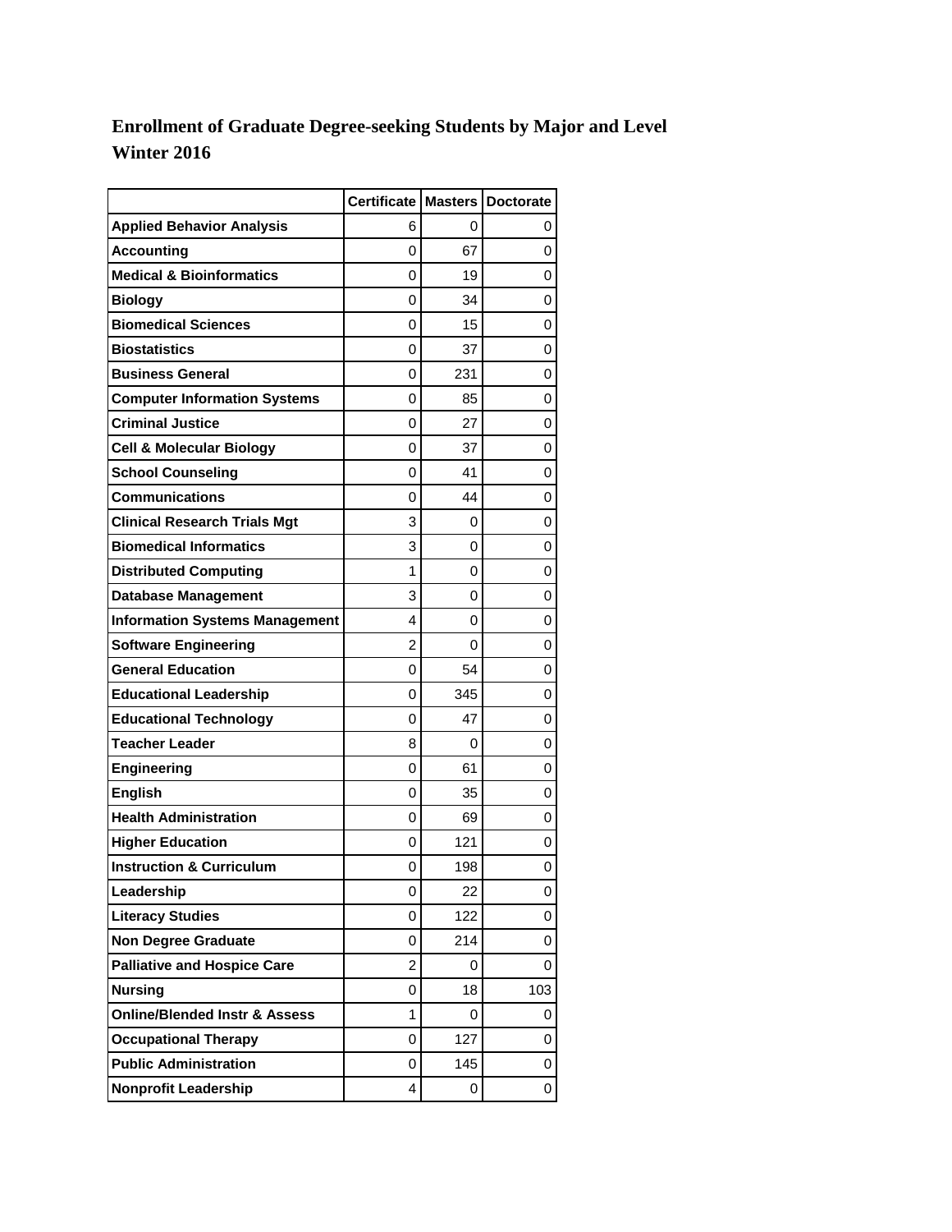# Enrollment of Graduate Degree-seeking Students by Major and Level
## Winter 2016

| | Certificate | Masters | Doctorate |
|---|---|---|---|
| **Applied Behavior Analysis** | 6 | 0 | 0 |
| **Accounting** | 0 | 67 | 0 |
| **Medical & Bioinformatics** | 0 | 19 | 0 |
| **Biology** | 0 | 34 | 0 |
| **Biomedical Sciences** | 0 | 15 | 0 |
| **Biostatistics** | 0 | 37 | 0 |
| **Business General** | 0 | 231 | 0 |
| **Computer Information Systems** | 0 | 85 | 0 |
| **Criminal Justice** | 0 | 27 | 0 |
| **Cell & Molecular Biology** | 0 | 37 | 0 |
| **School Counseling** | 0 | 41 | 0 |
| **Communications** | 0 | 44 | 0 |
| **Clinical Research Trials Mgt** | 3 | 0 | 0 |
| **Biomedical Informatics** | 3 | 0 | 0 |
| **Distributed Computing** | 1 | 0 | 0 |
| **Database Management** | 3 | 0 | 0 |
| **Information Systems Management** | 4 | 0 | 0 |
| **Software Engineering** | 2 | 0 | 0 |
| **General Education** | 0 | 54 | 0 |
| **Educational Leadership** | 0 | 345 | 0 |
| **Educational Technology** | 0 | 47 | 0 |
| **Teacher Leader** | 8 | 0 | 0 |
| **Engineering** | 0 | 61 | 0 |
| **English** | 0 | 35 | 0 |
| **Health Administration** | 0 | 69 | 0 |
| **Higher Education** | 0 | 121 | 0 |
| **Instruction & Curriculum** | 0 | 198 | 0 |
| **Leadership** | 0 | 22 | 0 |
| **Literacy Studies** | 0 | 122 | 0 |
| **Non Degree Graduate** | 0 | 214 | 0 |
| **Palliative and Hospice Care** | 2 | 0 | 0 |
| **Nursing** | 0 | 18 | 103 |
| **Online/Blended Instr & Assess** | 1 | 0 | 0 |
| **Occupational Therapy** | 0 | 127 | 0 |
| **Public Administration** | 0 | 145 | 0 |
| **Nonprofit Leadership** | 4 | 0 | 0 |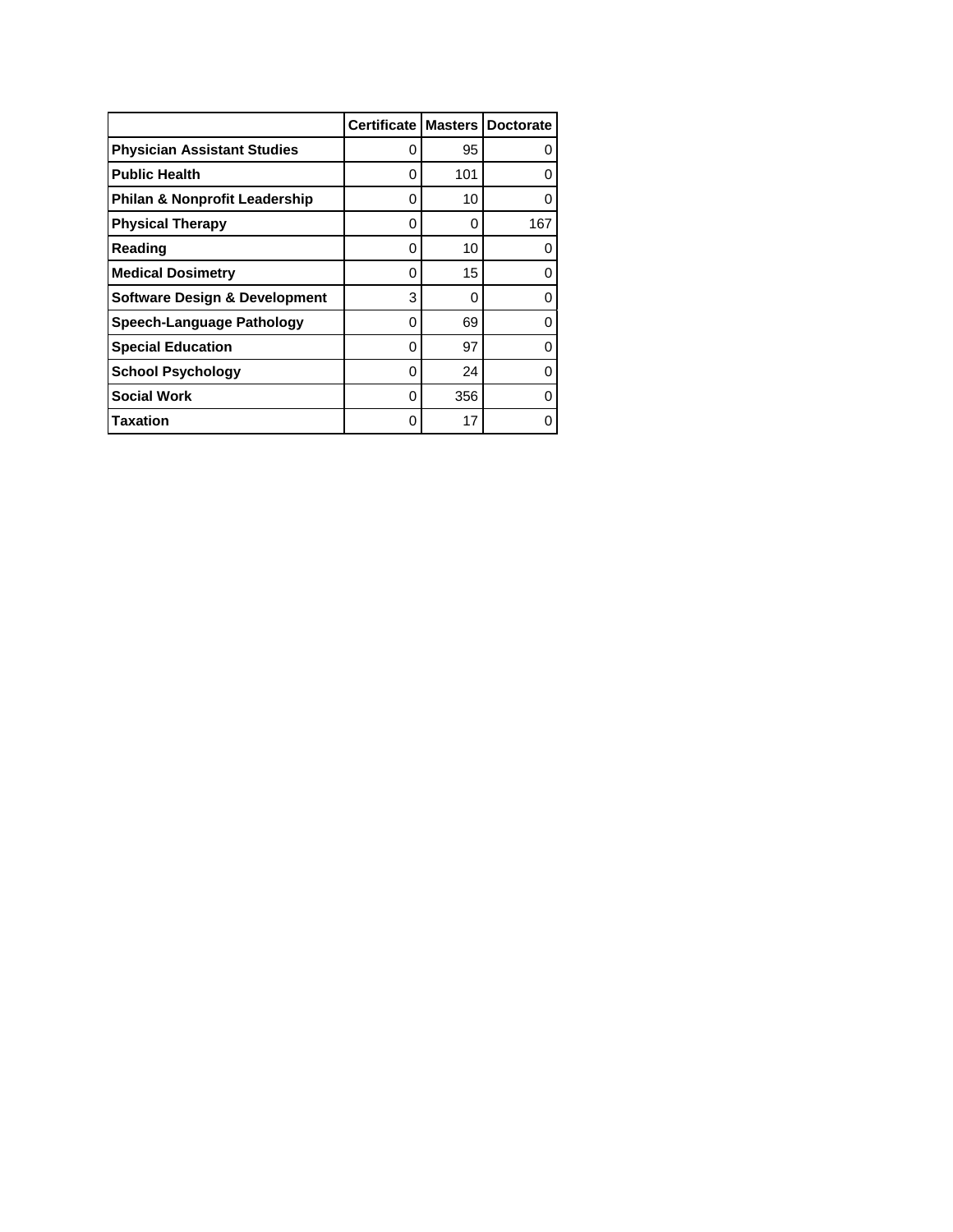| | Certificate | Masters | Doctorate |
|---|---|---|---|
| **Physician Assistant Studies** | 0 | 95 | 0 |
| **Public Health** | 0 | 101 | 0 |
| **Philan & Nonprofit Leadership** | 0 | 10 | 0 |
| **Physical Therapy** | 0 | 0 | 167 |
| **Reading** | 0 | 10 | 0 |
| **Medical Dosimetry** | 0 | 15 | 0 |
| **Software Design & Development** | 3 | 0 | 0 |
| **Speech-Language Pathology** | 0 | 69 | 0 |
| **Special Education** | 0 | 97 | 0 |
| **School Psychology** | 0 | 24 | 0 |
| **Social Work** | 0 | 356 | 0 |
| **Taxation** | 0 | 17 | 0 |